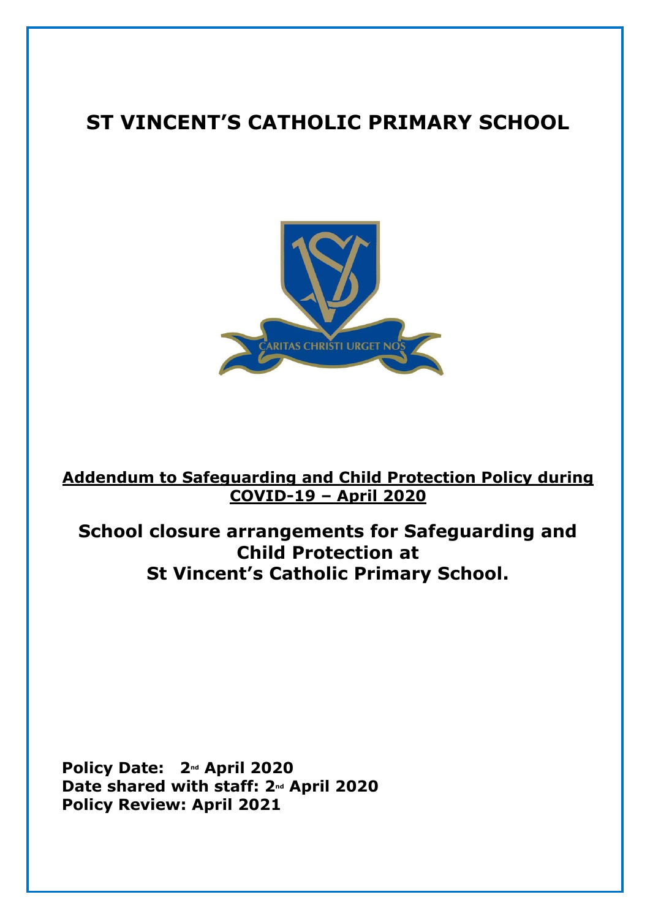# ST VINCENT'S CATHOLIC PRIMARY SCHOOL

CARITAS CHRISTI URGET NOS

**Addendum to Safeguarding and Child Protection Policy during COVID-19 – April 2020**

## School closure arrangements for Safeguarding and Child Protection at St Vincent's Catholic Primary School.

**Policy Date: 2nd April 2020**
**Date shared with staff: 2nd April 2020**
**Policy Review: April 2021**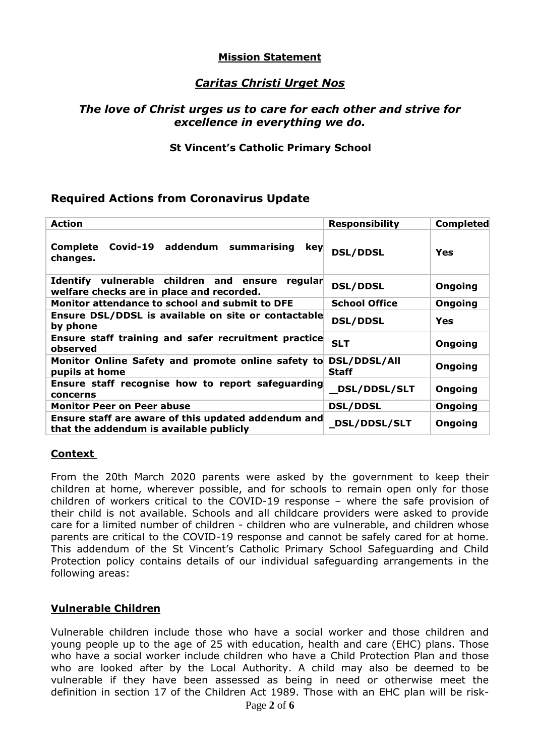**Mission Statement**

***Caritas Christi Urget Nos***

***The love of Christ urges us to care for each other and strive for excellence in everything we do.***

**St Vincent's Catholic Primary School**

## Required Actions from Coronavirus Update

| Action | Responsibility | Completed |
|---|---|---|
| **Complete Covid-19 addendum summarising key changes.** | **DSL/DDSL** | **Yes** |
| **Identify vulnerable children and ensure regular welfare checks are in place and recorded.** | **DSL/DDSL** | **Ongoing** |
| **Monitor attendance to school and submit to DFE** | **School Office** | **Ongoing** |
| **Ensure DSL/DDSL is available on site or contactable by phone** | **DSL/DDSL** | **Yes** |
| **Ensure staff training and safer recruitment practice observed** | **SLT** | **Ongoing** |
| **Monitor Online Safety and promote online safety to pupils at home** | **DSL/DDSL/All Staff** | **Ongoing** |
| **Ensure staff recognise how to report safeguarding concerns** | **_DSL/DDSL/SLT** | **Ongoing** |
| **Monitor Peer on Peer abuse** | **DSL/DDSL** | **Ongoing** |
| **Ensure staff are aware of this updated addendum and that the addendum is available publicly** | **_DSL/DDSL/SLT** | **Ongoing** |

**Context**

From the 20th March 2020 parents were asked by the government to keep their children at home, wherever possible, and for schools to remain open only for those children of workers critical to the COVID-19 response – where the safe provision of their child is not available. Schools and all childcare providers were asked to provide care for a limited number of children - children who are vulnerable, and children whose parents are critical to the COVID-19 response and cannot be safely cared for at home. This addendum of the St Vincent's Catholic Primary School Safeguarding and Child Protection policy contains details of our individual safeguarding arrangements in the following areas:

**Vulnerable Children**

Vulnerable children include those who have a social worker and those children and young people up to the age of 25 with education, health and care (EHC) plans. Those who have a social worker include children who have a Child Protection Plan and those who are looked after by the Local Authority. A child may also be deemed to be vulnerable if they have been assessed as being in need or otherwise meet the definition in section 17 of the Children Act 1989. Those with an EHC plan will be risk-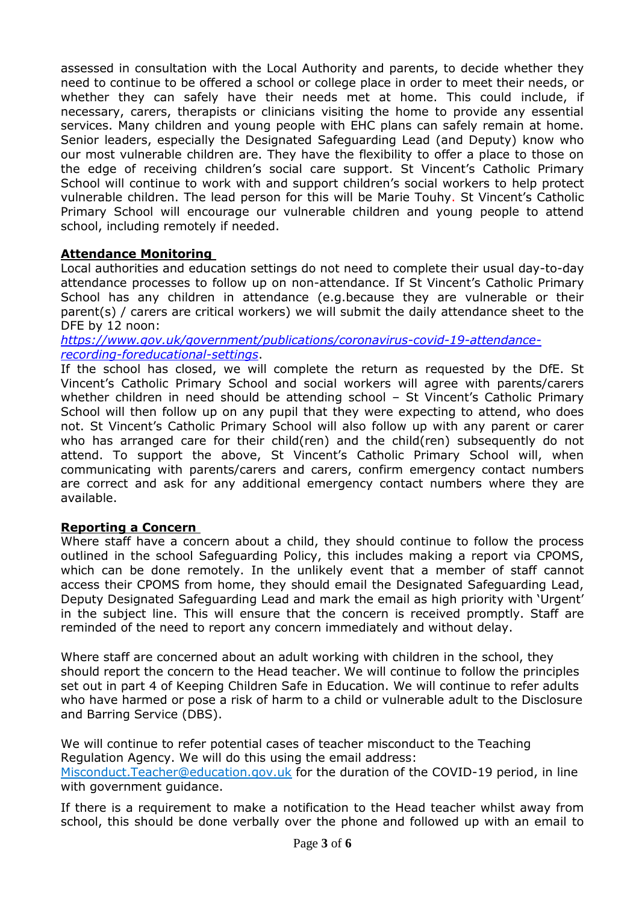assessed in consultation with the Local Authority and parents, to decide whether they need to continue to be offered a school or college place in order to meet their needs, or whether they can safely have their needs met at home. This could include, if necessary, carers, therapists or clinicians visiting the home to provide any essential services. Many children and young people with EHC plans can safely remain at home. Senior leaders, especially the Designated Safeguarding Lead (and Deputy) know who our most vulnerable children are. They have the flexibility to offer a place to those on the edge of receiving children's social care support. St Vincent's Catholic Primary School will continue to work with and support children's social workers to help protect vulnerable children. The lead person for this will be Marie Touhy. St Vincent's Catholic Primary School will encourage our vulnerable children and young people to attend school, including remotely if needed.

## Attendance Monitoring

Local authorities and education settings do not need to complete their usual day-to-day attendance processes to follow up on non-attendance. If St Vincent's Catholic Primary School has any children in attendance (e.g.because they are vulnerable or their parent(s) / carers are critical workers) we will submit the daily attendance sheet to the DFE by 12 noon:
*https://www.gov.uk/government/publications/coronavirus-covid-19-attendance-recording-foreducational-settings*.

If the school has closed, we will complete the return as requested by the DfE. St Vincent's Catholic Primary School and social workers will agree with parents/carers whether children in need should be attending school – St Vincent's Catholic Primary School will then follow up on any pupil that they were expecting to attend, who does not. St Vincent's Catholic Primary School will also follow up with any parent or carer who has arranged care for their child(ren) and the child(ren) subsequently do not attend. To support the above, St Vincent's Catholic Primary School will, when communicating with parents/carers and carers, confirm emergency contact numbers are correct and ask for any additional emergency contact numbers where they are available.

## Reporting a Concern

Where staff have a concern about a child, they should continue to follow the process outlined in the school Safeguarding Policy, this includes making a report via CPOMS, which can be done remotely. In the unlikely event that a member of staff cannot access their CPOMS from home, they should email the Designated Safeguarding Lead, Deputy Designated Safeguarding Lead and mark the email as high priority with 'Urgent' in the subject line. This will ensure that the concern is received promptly. Staff are reminded of the need to report any concern immediately and without delay.

Where staff are concerned about an adult working with children in the school, they should report the concern to the Head teacher. We will continue to follow the principles set out in part 4 of Keeping Children Safe in Education. We will continue to refer adults who have harmed or pose a risk of harm to a child or vulnerable adult to the Disclosure and Barring Service (DBS).

We will continue to refer potential cases of teacher misconduct to the Teaching Regulation Agency. We will do this using the email address: Misconduct.Teacher@education.gov.uk for the duration of the COVID-19 period, in line with government guidance.

If there is a requirement to make a notification to the Head teacher whilst away from school, this should be done verbally over the phone and followed up with an email to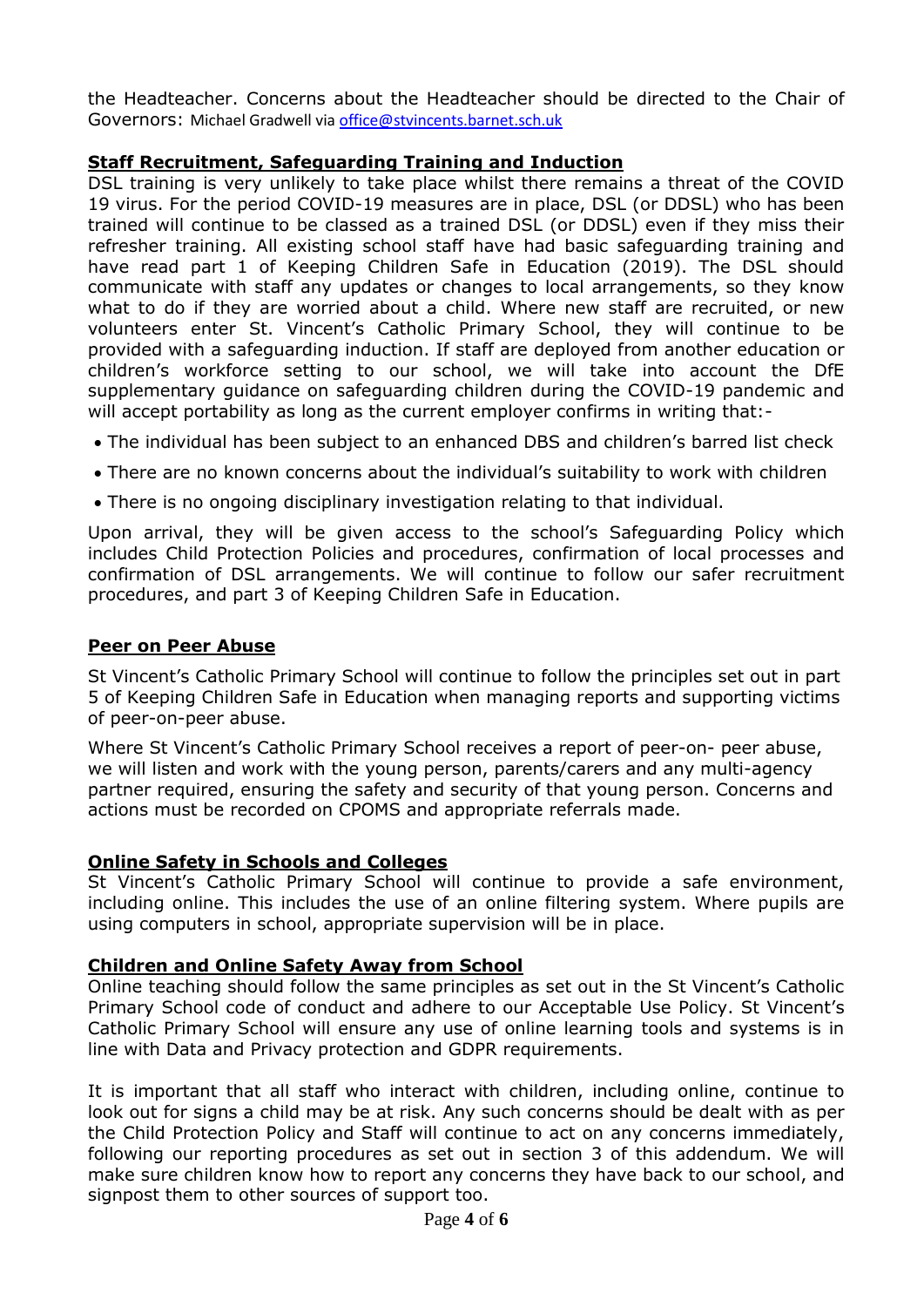the Headteacher. Concerns about the Headteacher should be directed to the Chair of Governors: Michael Gradwell via [office@stvincents.barnet.sch.uk](mailto:office@stvincents.barnet.sch.uk)

## **Staff Recruitment, Safeguarding Training and Induction**

DSL training is very unlikely to take place whilst there remains a threat of the COVID 19 virus. For the period COVID-19 measures are in place, DSL (or DDSL) who has been trained will continue to be classed as a trained DSL (or DDSL) even if they miss their refresher training. All existing school staff have had basic safeguarding training and have read part 1 of Keeping Children Safe in Education (2019). The DSL should communicate with staff any updates or changes to local arrangements, so they know what to do if they are worried about a child. Where new staff are recruited, or new volunteers enter St. Vincent's Catholic Primary School, they will continue to be provided with a safeguarding induction. If staff are deployed from another education or children's workforce setting to our school, we will take into account the DfE supplementary guidance on safeguarding children during the COVID-19 pandemic and will accept portability as long as the current employer confirms in writing that:-

- The individual has been subject to an enhanced DBS and children's barred list check
- There are no known concerns about the individual's suitability to work with children
- There is no ongoing disciplinary investigation relating to that individual.

Upon arrival, they will be given access to the school's Safeguarding Policy which includes Child Protection Policies and procedures, confirmation of local processes and confirmation of DSL arrangements. We will continue to follow our safer recruitment procedures, and part 3 of Keeping Children Safe in Education.

## **Peer on Peer Abuse**

St Vincent's Catholic Primary School will continue to follow the principles set out in part 5 of Keeping Children Safe in Education when managing reports and supporting victims of peer-on-peer abuse.

Where St Vincent's Catholic Primary School receives a report of peer-on- peer abuse, we will listen and work with the young person, parents/carers and any multi-agency partner required, ensuring the safety and security of that young person. Concerns and actions must be recorded on CPOMS and appropriate referrals made.

## **Online Safety in Schools and Colleges**

St Vincent's Catholic Primary School will continue to provide a safe environment, including online. This includes the use of an online filtering system. Where pupils are using computers in school, appropriate supervision will be in place.

## **Children and Online Safety Away from School**

Online teaching should follow the same principles as set out in the St Vincent's Catholic Primary School code of conduct and adhere to our Acceptable Use Policy. St Vincent's Catholic Primary School will ensure any use of online learning tools and systems is in line with Data and Privacy protection and GDPR requirements.

It is important that all staff who interact with children, including online, continue to look out for signs a child may be at risk. Any such concerns should be dealt with as per the Child Protection Policy and Staff will continue to act on any concerns immediately, following our reporting procedures as set out in section 3 of this addendum. We will make sure children know how to report any concerns they have back to our school, and signpost them to other sources of support too.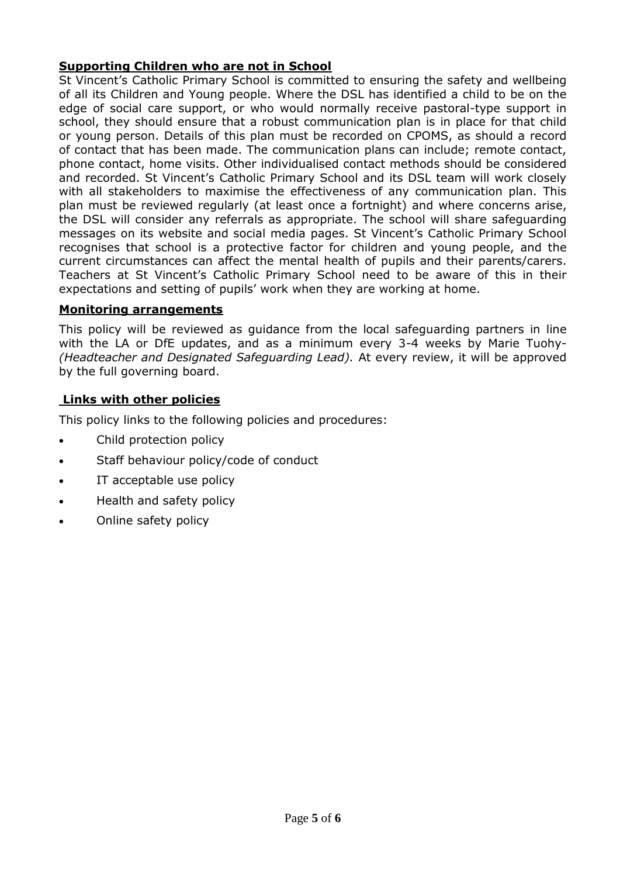## **Supporting Children who are not in School**

St Vincent's Catholic Primary School is committed to ensuring the safety and wellbeing of all its Children and Young people. Where the DSL has identified a child to be on the edge of social care support, or who would normally receive pastoral-type support in school, they should ensure that a robust communication plan is in place for that child or young person. Details of this plan must be recorded on CPOMS, as should a record of contact that has been made. The communication plans can include; remote contact, phone contact, home visits. Other individualised contact methods should be considered and recorded. St Vincent's Catholic Primary School and its DSL team will work closely with all stakeholders to maximise the effectiveness of any communication plan. This plan must be reviewed regularly (at least once a fortnight) and where concerns arise, the DSL will consider any referrals as appropriate. The school will share safeguarding messages on its website and social media pages. St Vincent's Catholic Primary School recognises that school is a protective factor for children and young people, and the current circumstances can affect the mental health of pupils and their parents/carers. Teachers at St Vincent's Catholic Primary School need to be aware of this in their expectations and setting of pupils' work when they are working at home.

## **Monitoring arrangements**

This policy will be reviewed as guidance from the local safeguarding partners in line with the LA or DfE updates, and as a minimum every 3-4 weeks by Marie Tuohy- *(Headteacher and Designated Safeguarding Lead).* At every review, it will be approved by the full governing board.

## **Links with other policies**

This policy links to the following policies and procedures:

- Child protection policy
- Staff behaviour policy/code of conduct
- IT acceptable use policy
- Health and safety policy
- Online safety policy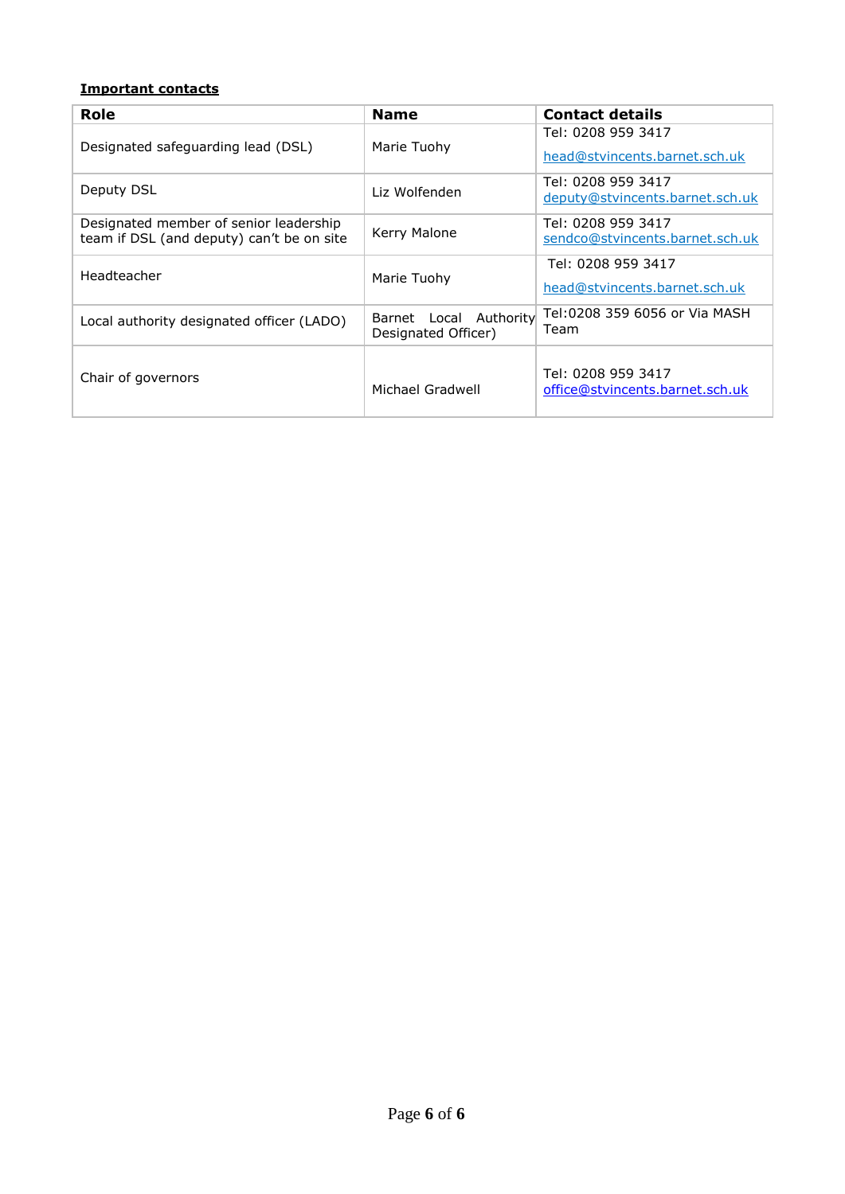**Important contacts**

| Role | Name | Contact details |
|---|---|---|
| Designated safeguarding lead (DSL) | Marie Tuohy | Tel: 0208 959 3417 head@stvincents.barnet.sch.uk |
| Deputy DSL | Liz Wolfenden | Tel: 0208 959 3417 deputy@stvincents.barnet.sch.uk |
| Designated member of senior leadership team if DSL (and deputy) can't be on site | Kerry Malone | Tel: 0208 959 3417 sendco@stvincents.barnet.sch.uk |
| Headteacher | Marie Tuohy | Tel: 0208 959 3417 head@stvincents.barnet.sch.uk |
| Local authority designated officer (LADO) | Barnet Local Authority Designated Officer) | Tel:0208 359 6056 or Via MASH Team |
| Chair of governors | Michael Gradwell | Tel: 0208 959 3417 office@stvincents.barnet.sch.uk |